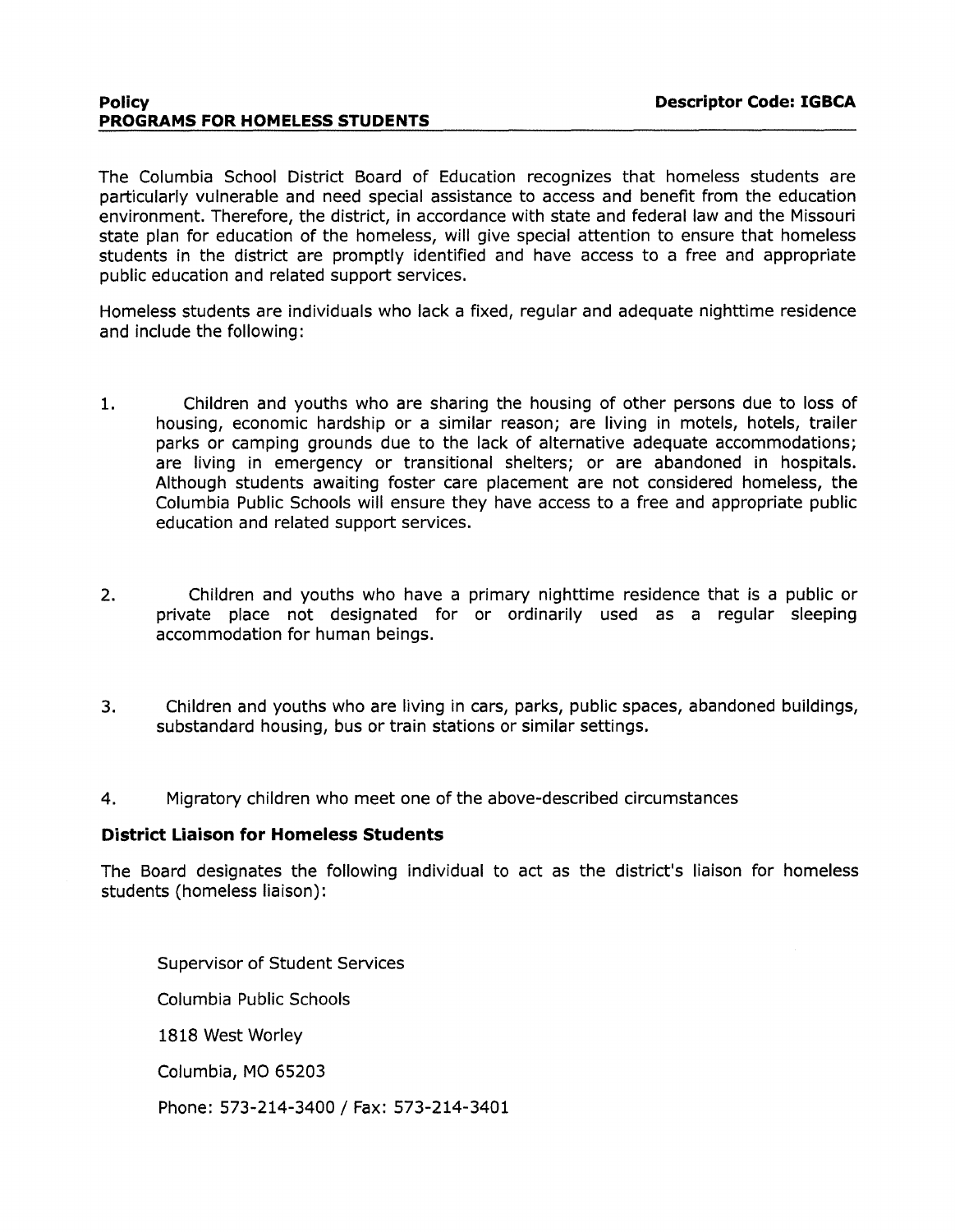**Policy** **Descriptor Code: IGBCA**

**PROGRAMS FOR HOMELESS STUDENTS**

The Columbia School District Board of Education recognizes that homeless students are particularly vulnerable and need special assistance to access and benefit from the education environment. Therefore, the district, in accordance with state and federal law and the Missouri state plan for education of the homeless, will give special attention to ensure that homeless students in the district are promptly identified and have access to a free and appropriate public education and related support services.

Homeless students are individuals who lack a fixed, regular and adequate nighttime residence and include the following:

1. Children and youths who are sharing the housing of other persons due to loss of housing, economic hardship or a similar reason; are living in motels, hotels, trailer parks or camping grounds due to the lack of alternative adequate accommodations; are living in emergency or transitional shelters; or are abandoned in hospitals. Although students awaiting foster care placement are not considered homeless, the Columbia Public Schools will ensure they have access to a free and appropriate public education and related support services.

2. Children and youths who have a primary nighttime residence that is a public or private place not designated for or ordinarily used as a regular sleeping accommodation for human beings.

3. Children and youths who are living in cars, parks, public spaces, abandoned buildings, substandard housing, bus or train stations or similar settings.

4. Migratory children who meet one of the above-described circumstances

### District Liaison for Homeless Students

The Board designates the following individual to act as the district's liaison for homeless students (homeless liaison):

Supervisor of Student Services

Columbia Public Schools

1818 West Worley

Columbia, MO 65203

Phone: 573-214-3400 / Fax: 573-214-3401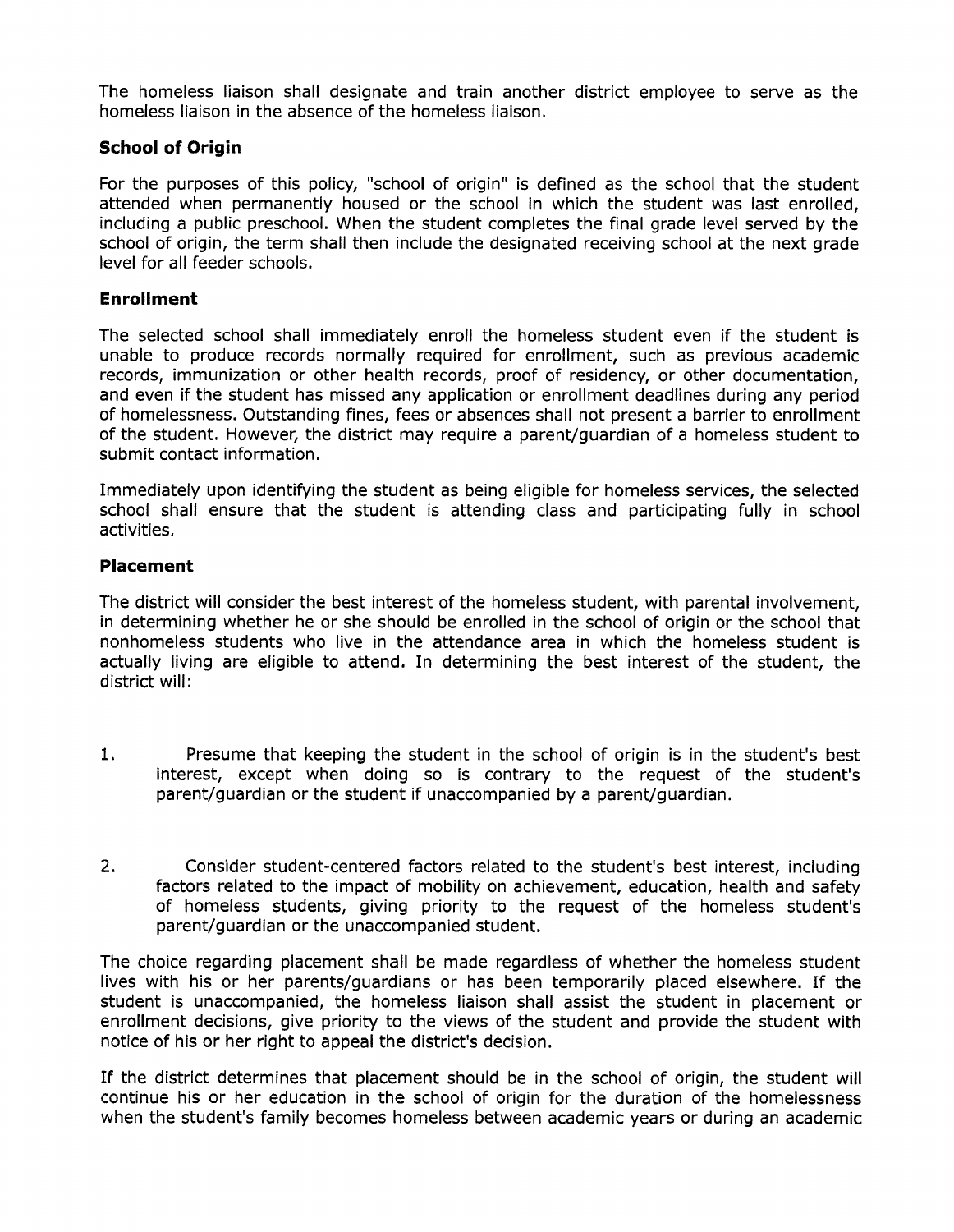The homeless liaison shall designate and train another district employee to serve as the homeless liaison in the absence of the homeless liaison.

### School of Origin

For the purposes of this policy, "school of origin" is defined as the school that the student attended when permanently housed or the school in which the student was last enrolled, including a public preschool. When the student completes the final grade level served by the school of origin, the term shall then include the designated receiving school at the next grade level for all feeder schools.

### Enrollment

The selected school shall immediately enroll the homeless student even if the student is unable to produce records normally required for enrollment, such as previous academic records, immunization or other health records, proof of residency, or other documentation, and even if the student has missed any application or enrollment deadlines during any period of homelessness. Outstanding fines, fees or absences shall not present a barrier to enrollment of the student. However, the district may require a parent/guardian of a homeless student to submit contact information.

Immediately upon identifying the student as being eligible for homeless services, the selected school shall ensure that the student is attending class and participating fully in school activities.

### Placement

The district will consider the best interest of the homeless student, with parental involvement, in determining whether he or she should be enrolled in the school of origin or the school that nonhomeless students who live in the attendance area in which the homeless student is actually living are eligible to attend. In determining the best interest of the student, the district will:

1. Presume that keeping the student in the school of origin is in the student's best interest, except when doing so is contrary to the request of the student's parent/guardian or the student if unaccompanied by a parent/guardian.

2. Consider student-centered factors related to the student's best interest, including factors related to the impact of mobility on achievement, education, health and safety of homeless students, giving priority to the request of the homeless student's parent/guardian or the unaccompanied student.

The choice regarding placement shall be made regardless of whether the homeless student lives with his or her parents/guardians or has been temporarily placed elsewhere. If the student is unaccompanied, the homeless liaison shall assist the student in placement or enrollment decisions, give priority to the views of the student and provide the student with notice of his or her right to appeal the district's decision.

If the district determines that placement should be in the school of origin, the student will continue his or her education in the school of origin for the duration of the homelessness when the student's family becomes homeless between academic years or during an academic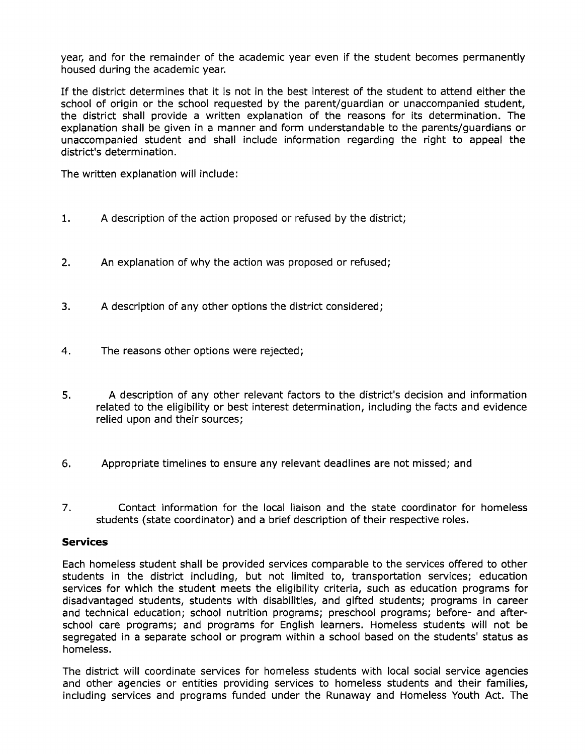year, and for the remainder of the academic year even if the student becomes permanently housed during the academic year.

If the district determines that it is not in the best interest of the student to attend either the school of origin or the school requested by the parent/guardian or unaccompanied student, the district shall provide a written explanation of the reasons for its determination. The explanation shall be given in a manner and form understandable to the parents/guardians or unaccompanied student and shall include information regarding the right to appeal the district's determination.

The written explanation will include:

1. A description of the action proposed or refused by the district;

2. An explanation of why the action was proposed or refused;

3. A description of any other options the district considered;

4. The reasons other options were rejected;

5. A description of any other relevant factors to the district's decision and information related to the eligibility or best interest determination, including the facts and evidence relied upon and their sources;

6. Appropriate timelines to ensure any relevant deadlines are not missed; and

7. Contact information for the local liaison and the state coordinator for homeless students (state coordinator) and a brief description of their respective roles.

**Services**

Each homeless student shall be provided services comparable to the services offered to other students in the district including, but not limited to, transportation services; education services for which the student meets the eligibility criteria, such as education programs for disadvantaged students, students with disabilities, and gifted students; programs in career and technical education; school nutrition programs; preschool programs; before- and after-school care programs; and programs for English learners. Homeless students will not be segregated in a separate school or program within a school based on the students' status as homeless.

The district will coordinate services for homeless students with local social service agencies and other agencies or entities providing services to homeless students and their families, including services and programs funded under the Runaway and Homeless Youth Act. The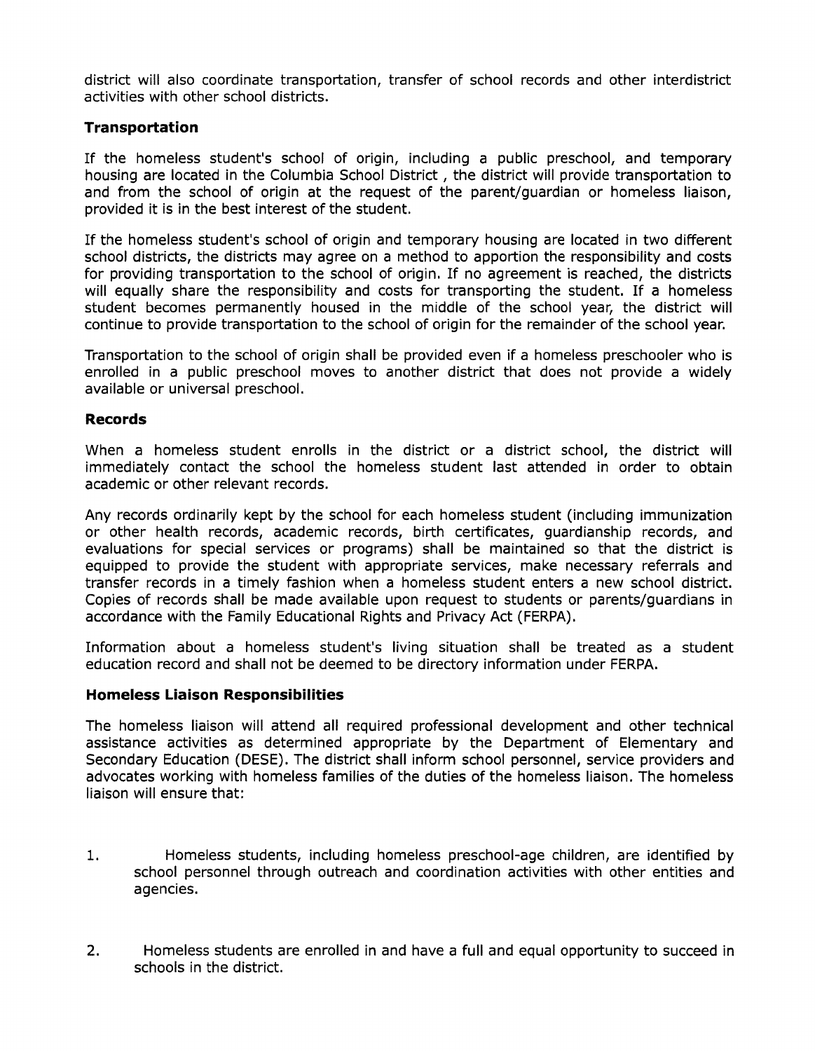district will also coordinate transportation, transfer of school records and other interdistrict activities with other school districts.

### Transportation

If the homeless student's school of origin, including a public preschool, and temporary housing are located in the Columbia School District , the district will provide transportation to and from the school of origin at the request of the parent/guardian or homeless liaison, provided it is in the best interest of the student.

If the homeless student's school of origin and temporary housing are located in two different school districts, the districts may agree on a method to apportion the responsibility and costs for providing transportation to the school of origin. If no agreement is reached, the districts will equally share the responsibility and costs for transporting the student. If a homeless student becomes permanently housed in the middle of the school year, the district will continue to provide transportation to the school of origin for the remainder of the school year.

Transportation to the school of origin shall be provided even if a homeless preschooler who is enrolled in a public preschool moves to another district that does not provide a widely available or universal preschool.

### Records

When a homeless student enrolls in the district or a district school, the district will immediately contact the school the homeless student last attended in order to obtain academic or other relevant records.

Any records ordinarily kept by the school for each homeless student (including immunization or other health records, academic records, birth certificates, guardianship records, and evaluations for special services or programs) shall be maintained so that the district is equipped to provide the student with appropriate services, make necessary referrals and transfer records in a timely fashion when a homeless student enters a new school district. Copies of records shall be made available upon request to students or parents/guardians in accordance with the Family Educational Rights and Privacy Act (FERPA).

Information about a homeless student's living situation shall be treated as a student education record and shall not be deemed to be directory information under FERPA.

### Homeless Liaison Responsibilities

The homeless liaison will attend all required professional development and other technical assistance activities as determined appropriate by the Department of Elementary and Secondary Education (DESE). The district shall inform school personnel, service providers and advocates working with homeless families of the duties of the homeless liaison. The homeless liaison will ensure that:

1. Homeless students, including homeless preschool-age children, are identified by school personnel through outreach and coordination activities with other entities and agencies.

2. Homeless students are enrolled in and have a full and equal opportunity to succeed in schools in the district.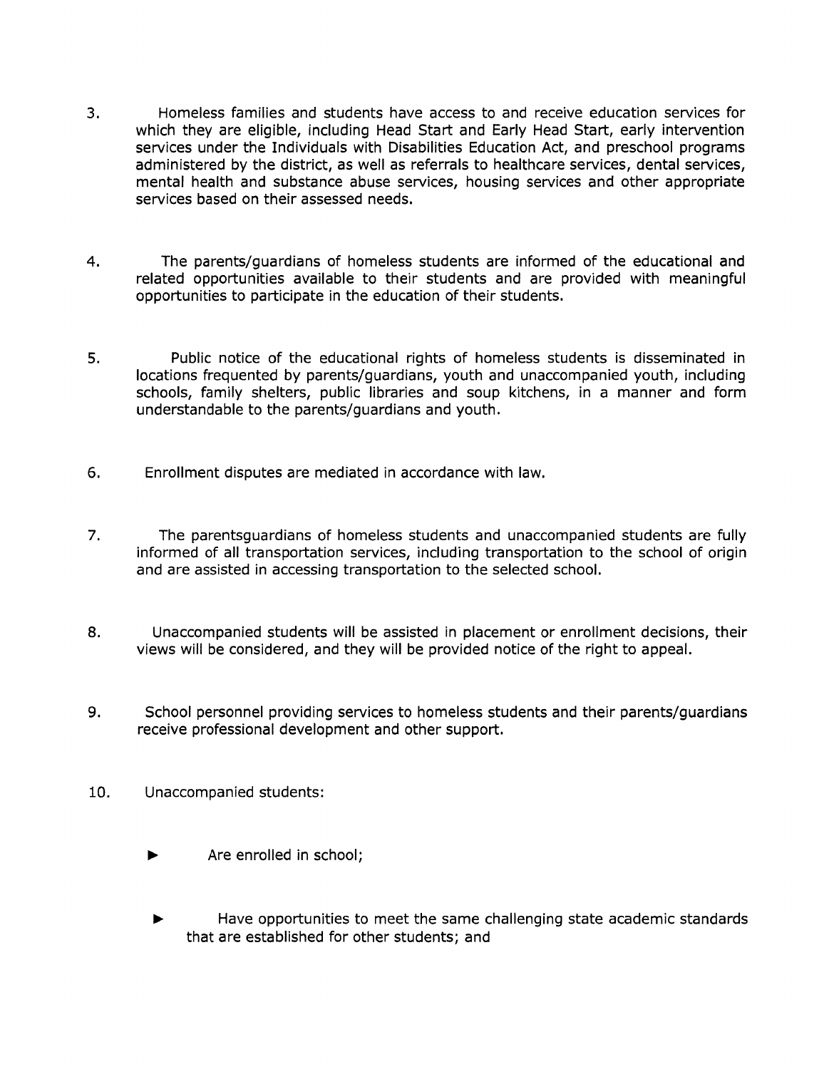3. Homeless families and students have access to and receive education services for which they are eligible, including Head Start and Early Head Start, early intervention services under the Individuals with Disabilities Education Act, and preschool programs administered by the district, as well as referrals to healthcare services, dental services, mental health and substance abuse services, housing services and other appropriate services based on their assessed needs.

4. The parents/guardians of homeless students are informed of the educational and related opportunities available to their students and are provided with meaningful opportunities to participate in the education of their students.

5. Public notice of the educational rights of homeless students is disseminated in locations frequented by parents/guardians, youth and unaccompanied youth, including schools, family shelters, public libraries and soup kitchens, in a manner and form understandable to the parents/guardians and youth.

6. Enrollment disputes are mediated in accordance with law.

7. The parentsguardians of homeless students and unaccompanied students are fully informed of all transportation services, including transportation to the school of origin and are assisted in accessing transportation to the selected school.

8. Unaccompanied students will be assisted in placement or enrollment decisions, their views will be considered, and they will be provided notice of the right to appeal.

9. School personnel providing services to homeless students and their parents/guardians receive professional development and other support.

10. Unaccompanied students:

    - Are enrolled in school;

    - Have opportunities to meet the same challenging state academic standards that are established for other students; and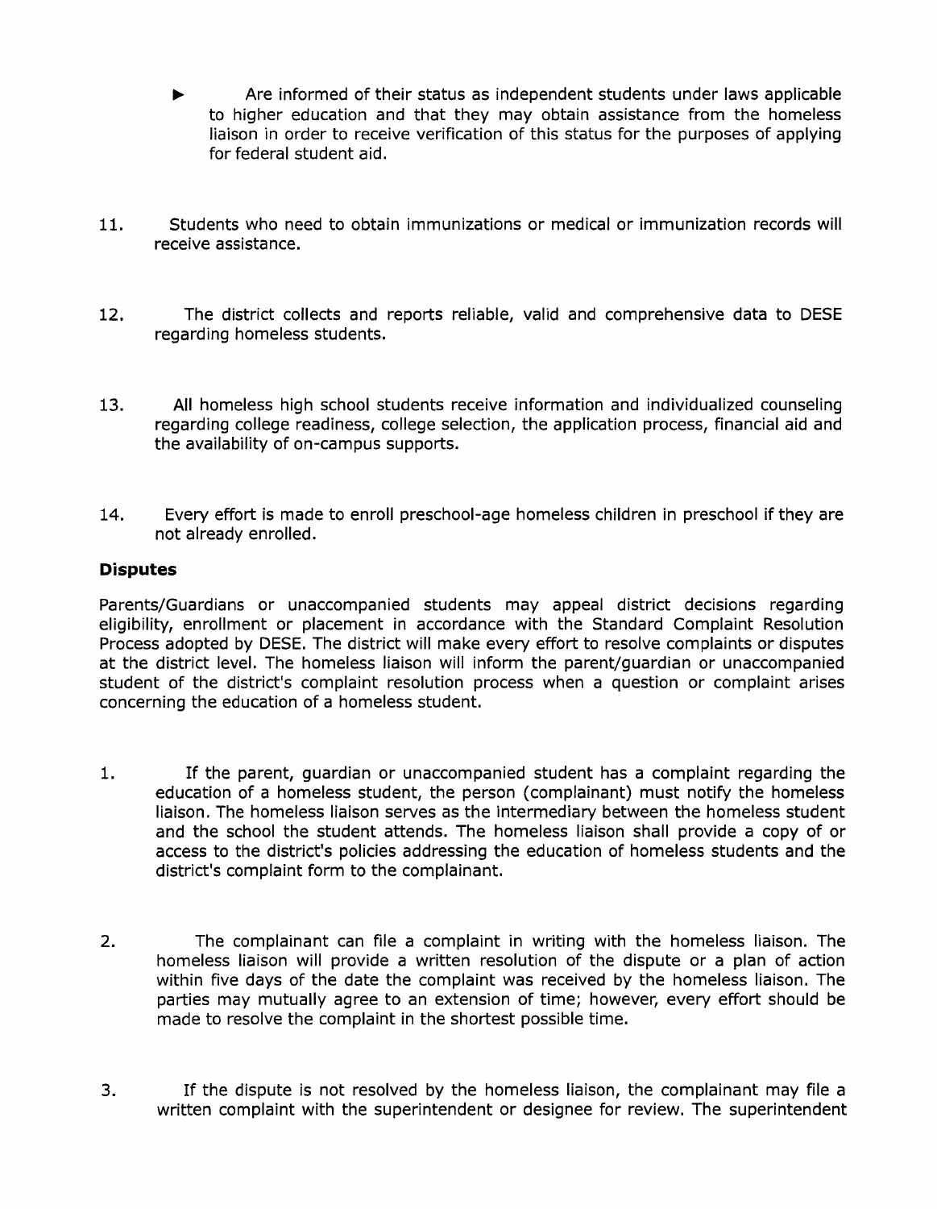- Are informed of their status as independent students under laws applicable to higher education and that they may obtain assistance from the homeless liaison in order to receive verification of this status for the purposes of applying for federal student aid.

11. Students who need to obtain immunizations or medical or immunization records will receive assistance.

12. The district collects and reports reliable, valid and comprehensive data to DESE regarding homeless students.

13. All homeless high school students receive information and individualized counseling regarding college readiness, college selection, the application process, financial aid and the availability of on-campus supports.

14. Every effort is made to enroll preschool-age homeless children in preschool if they are not already enrolled.

### Disputes

Parents/Guardians or unaccompanied students may appeal district decisions regarding eligibility, enrollment or placement in accordance with the Standard Complaint Resolution Process adopted by DESE. The district will make every effort to resolve complaints or disputes at the district level. The homeless liaison will inform the parent/guardian or unaccompanied student of the district's complaint resolution process when a question or complaint arises concerning the education of a homeless student.

1. If the parent, guardian or unaccompanied student has a complaint regarding the education of a homeless student, the person (complainant) must notify the homeless liaison. The homeless liaison serves as the intermediary between the homeless student and the school the student attends. The homeless liaison shall provide a copy of or access to the district's policies addressing the education of homeless students and the district's complaint form to the complainant.

2. The complainant can file a complaint in writing with the homeless liaison. The homeless liaison will provide a written resolution of the dispute or a plan of action within five days of the date the complaint was received by the homeless liaison. The parties may mutually agree to an extension of time; however, every effort should be made to resolve the complaint in the shortest possible time.

3. If the dispute is not resolved by the homeless liaison, the complainant may file a written complaint with the superintendent or designee for review. The superintendent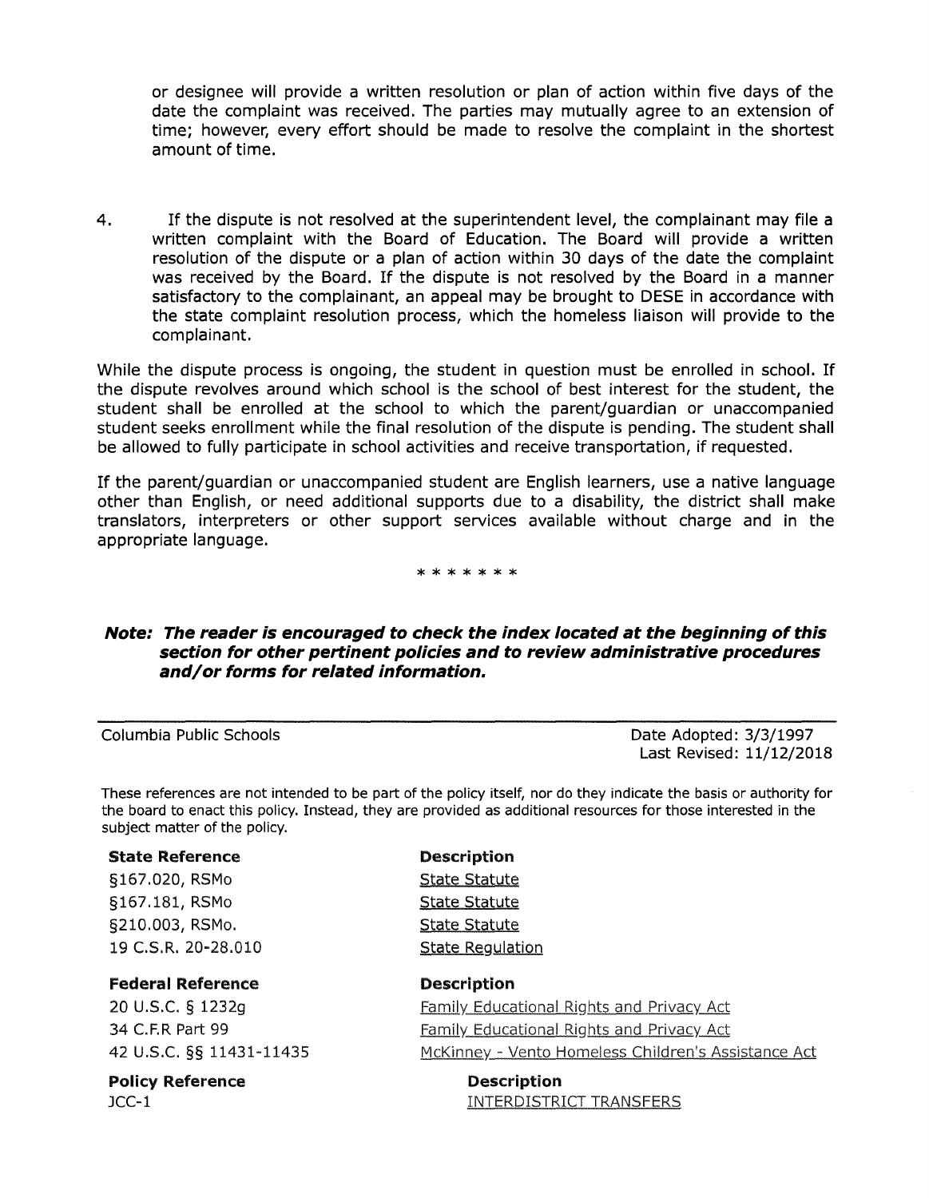or designee will provide a written resolution or plan of action within five days of the date the complaint was received. The parties may mutually agree to an extension of time; however, every effort should be made to resolve the complaint in the shortest amount of time.

4. If the dispute is not resolved at the superintendent level, the complainant may file a written complaint with the Board of Education. The Board will provide a written resolution of the dispute or a plan of action within 30 days of the date the complaint was received by the Board. If the dispute is not resolved by the Board in a manner satisfactory to the complainant, an appeal may be brought to DESE in accordance with the state complaint resolution process, which the homeless liaison will provide to the complainant.

While the dispute process is ongoing, the student in question must be enrolled in school. If the dispute revolves around which school is the school of best interest for the student, the student shall be enrolled at the school to which the parent/guardian or unaccompanied student seeks enrollment while the final resolution of the dispute is pending. The student shall be allowed to fully participate in school activities and receive transportation, if requested.

If the parent/guardian or unaccompanied student are English learners, use a native language other than English, or need additional supports due to a disability, the district shall make translators, interpreters or other support services available without charge and in the appropriate language.

\* \* \* \* \* \* \*

***Note: The reader is encouraged to check the index located at the beginning of this section for other pertinent policies and to review administrative procedures and/or forms for related information.***

---

Columbia Public Schools

Date Adopted: 3/3/1997
Last Revised: 11/12/2018

These references are not intended to be part of the policy itself, nor do they indicate the basis or authority for the board to enact this policy. Instead, they are provided as additional resources for those interested in the subject matter of the policy.

| **State Reference** | **Description** |
| --- | --- |
| §167.020, RSMo | State Statute |
| §167.181, RSMo | State Statute |
| §210.003, RSMo. | State Statute |
| 19 C.S.R. 20-28.010 | State Regulation |

| **Federal Reference** | **Description** |
| --- | --- |
| 20 U.S.C. § 1232g | Family Educational Rights and Privacy Act |
| 34 C.F.R Part 99 | Family Educational Rights and Privacy Act |
| 42 U.S.C. §§ 11431-11435 | McKinney - Vento Homeless Children's Assistance Act |

| **Policy Reference** | **Description** |
| --- | --- |
| JCC-1 | INTERDISTRICT TRANSFERS |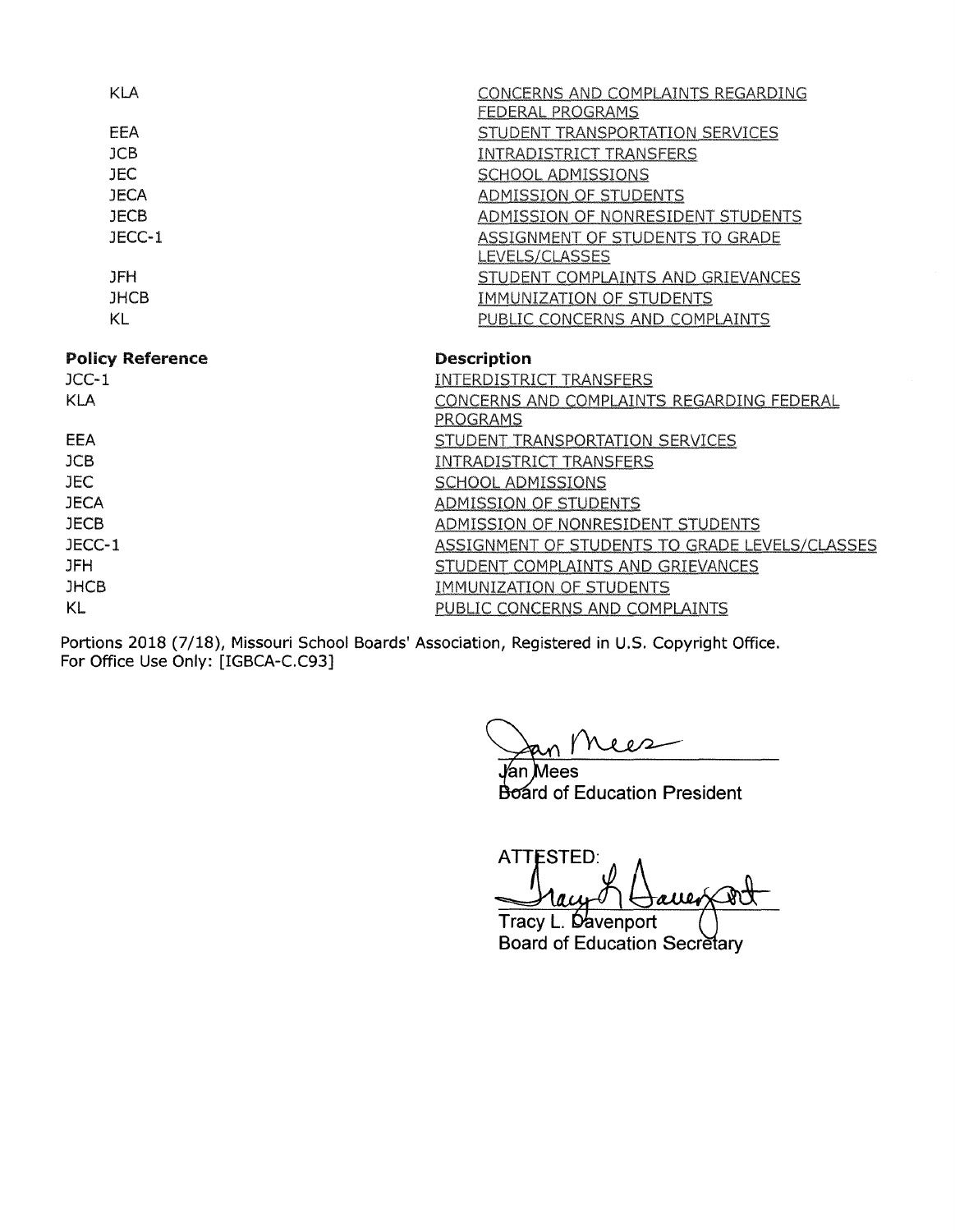| | |
|---|---|
| KLA | CONCERNS AND COMPLAINTS REGARDING FEDERAL PROGRAMS |
| EEA | STUDENT TRANSPORTATION SERVICES |
| JCB | INTRADISTRICT TRANSFERS |
| JEC | SCHOOL ADMISSIONS |
| JECA | ADMISSION OF STUDENTS |
| JECB | ADMISSION OF NONRESIDENT STUDENTS |
| JECC-1 | ASSIGNMENT OF STUDENTS TO GRADE LEVELS/CLASSES |
| JFH | STUDENT COMPLAINTS AND GRIEVANCES |
| JHCB | IMMUNIZATION OF STUDENTS |
| KL | PUBLIC CONCERNS AND COMPLAINTS |

| **Policy Reference** | **Description** |
|---|---|
| JCC-1 | INTERDISTRICT TRANSFERS |
| KLA | CONCERNS AND COMPLAINTS REGARDING FEDERAL PROGRAMS |
| EEA | STUDENT TRANSPORTATION SERVICES |
| JCB | INTRADISTRICT TRANSFERS |
| JEC | SCHOOL ADMISSIONS |
| JECA | ADMISSION OF STUDENTS |
| JECB | ADMISSION OF NONRESIDENT STUDENTS |
| JECC-1 | ASSIGNMENT OF STUDENTS TO GRADE LEVELS/CLASSES |
| JFH | STUDENT COMPLAINTS AND GRIEVANCES |
| JHCB | IMMUNIZATION OF STUDENTS |
| KL | PUBLIC CONCERNS AND COMPLAINTS |

Portions 2018 (7/18), Missouri School Boards' Association, Registered in U.S. Copyright Office.
For Office Use Only: [IGBCA-C.C93]

Jan Mees
Board of Education President

ATTESTED:

Tracy L. Davenport
Board of Education Secretary